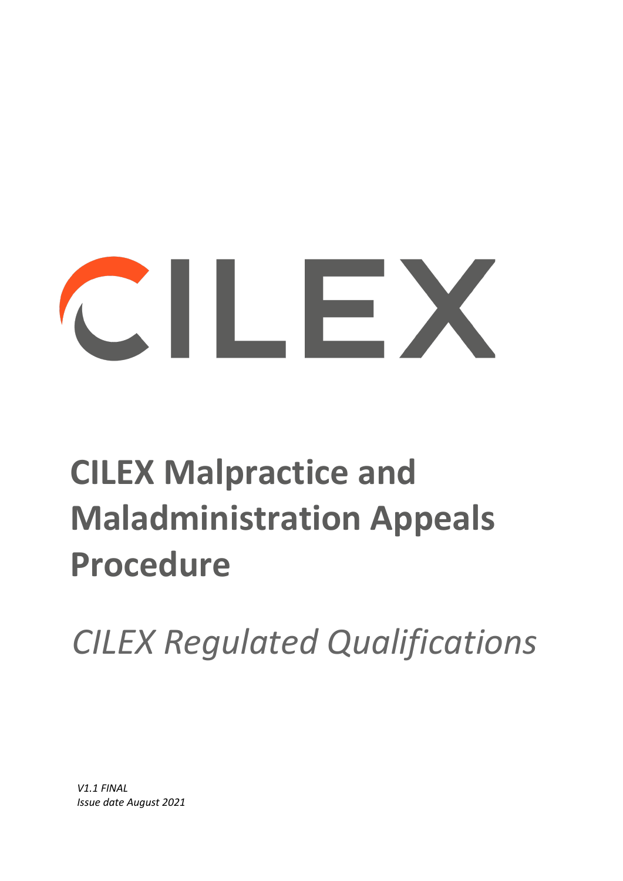CILEX

# CILEX Malpractice and Maladministration Appeals Procedure

*CILEX Regulated Qualifications*

*V1.1 FINAL*
*Issue date August 2021*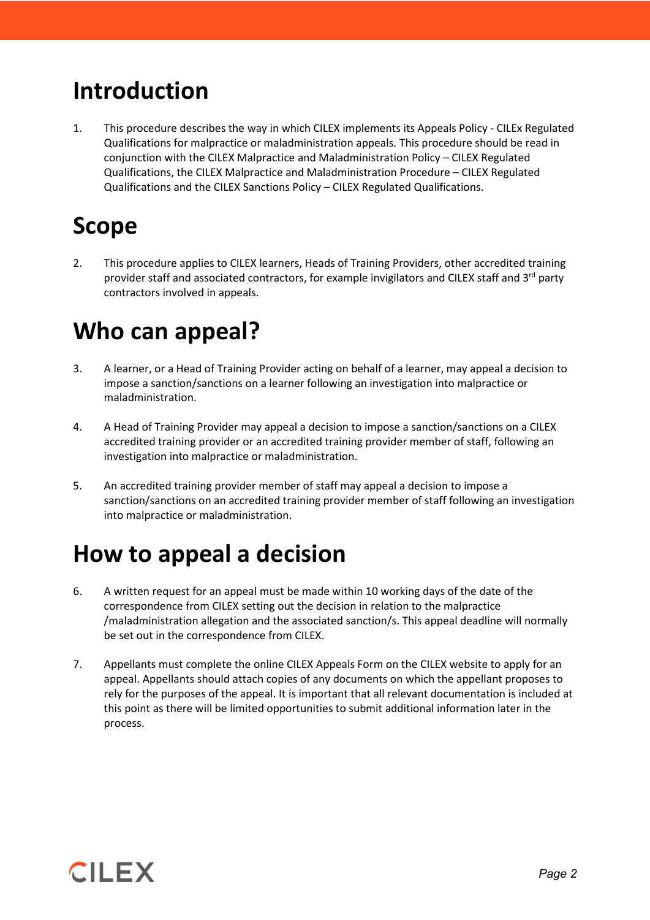# Introduction

1. This procedure describes the way in which CILEX implements its Appeals Policy - CILEx Regulated Qualifications for malpractice or maladministration appeals. This procedure should be read in conjunction with the CILEX Malpractice and Maladministration Policy – CILEX Regulated Qualifications, the CILEX Malpractice and Maladministration Procedure – CILEX Regulated Qualifications and the CILEX Sanctions Policy – CILEX Regulated Qualifications.

# Scope

2. This procedure applies to CILEX learners, Heads of Training Providers, other accredited training provider staff and associated contractors, for example invigilators and CILEX staff and 3rd party contractors involved in appeals.

# Who can appeal?

3. A learner, or a Head of Training Provider acting on behalf of a learner, may appeal a decision to impose a sanction/sanctions on a learner following an investigation into malpractice or maladministration.

4. A Head of Training Provider may appeal a decision to impose a sanction/sanctions on a CILEX accredited training provider or an accredited training provider member of staff, following an investigation into malpractice or maladministration.

5. An accredited training provider member of staff may appeal a decision to impose a sanction/sanctions on an accredited training provider member of staff following an investigation into malpractice or maladministration.

# How to appeal a decision

6. A written request for an appeal must be made within 10 working days of the date of the correspondence from CILEX setting out the decision in relation to the malpractice /maladministration allegation and the associated sanction/s. This appeal deadline will normally be set out in the correspondence from CILEX.

7. Appellants must complete the online CILEX Appeals Form on the CILEX website to apply for an appeal. Appellants should attach copies of any documents on which the appellant proposes to rely for the purposes of the appeal. It is important that all relevant documentation is included at this point as there will be limited opportunities to submit additional information later in the process.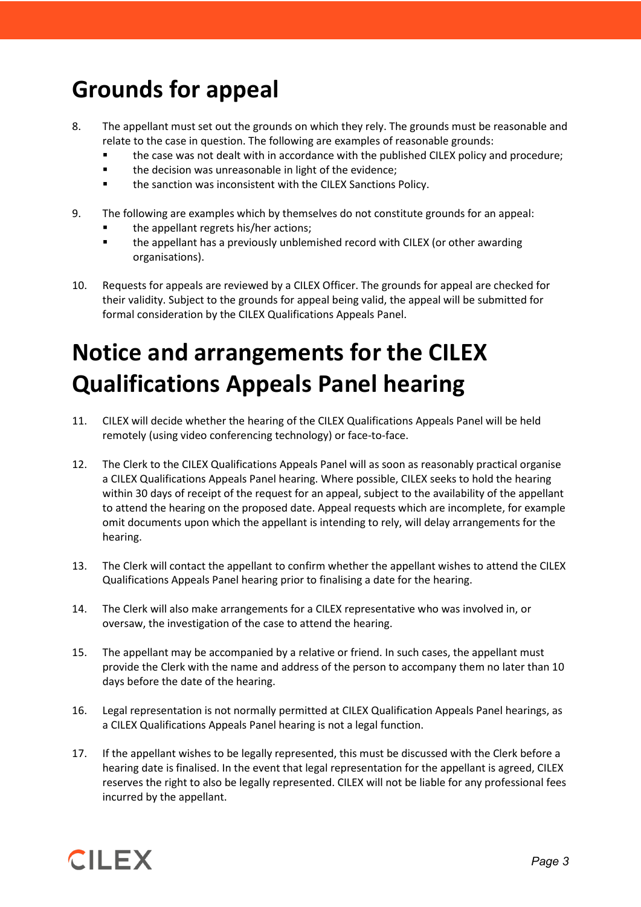# Grounds for appeal

8. The appellant must set out the grounds on which they rely. The grounds must be reasonable and relate to the case in question. The following are examples of reasonable grounds:
   - the case was not dealt with in accordance with the published CILEX policy and procedure;
   - the decision was unreasonable in light of the evidence;
   - the sanction was inconsistent with the CILEX Sanctions Policy.

9. The following are examples which by themselves do not constitute grounds for an appeal:
   - the appellant regrets his/her actions;
   - the appellant has a previously unblemished record with CILEX (or other awarding organisations).

10. Requests for appeals are reviewed by a CILEX Officer. The grounds for appeal are checked for their validity. Subject to the grounds for appeal being valid, the appeal will be submitted for formal consideration by the CILEX Qualifications Appeals Panel.

# Notice and arrangements for the CILEX Qualifications Appeals Panel hearing

11. CILEX will decide whether the hearing of the CILEX Qualifications Appeals Panel will be held remotely (using video conferencing technology) or face-to-face.

12. The Clerk to the CILEX Qualifications Appeals Panel will as soon as reasonably practical organise a CILEX Qualifications Appeals Panel hearing. Where possible, CILEX seeks to hold the hearing within 30 days of receipt of the request for an appeal, subject to the availability of the appellant to attend the hearing on the proposed date. Appeal requests which are incomplete, for example omit documents upon which the appellant is intending to rely, will delay arrangements for the hearing.

13. The Clerk will contact the appellant to confirm whether the appellant wishes to attend the CILEX Qualifications Appeals Panel hearing prior to finalising a date for the hearing.

14. The Clerk will also make arrangements for a CILEX representative who was involved in, or oversaw, the investigation of the case to attend the hearing.

15. The appellant may be accompanied by a relative or friend. In such cases, the appellant must provide the Clerk with the name and address of the person to accompany them no later than 10 days before the date of the hearing.

16. Legal representation is not normally permitted at CILEX Qualification Appeals Panel hearings, as a CILEX Qualifications Appeals Panel hearing is not a legal function.

17. If the appellant wishes to be legally represented, this must be discussed with the Clerk before a hearing date is finalised. In the event that legal representation for the appellant is agreed, CILEX reserves the right to also be legally represented. CILEX will not be liable for any professional fees incurred by the appellant.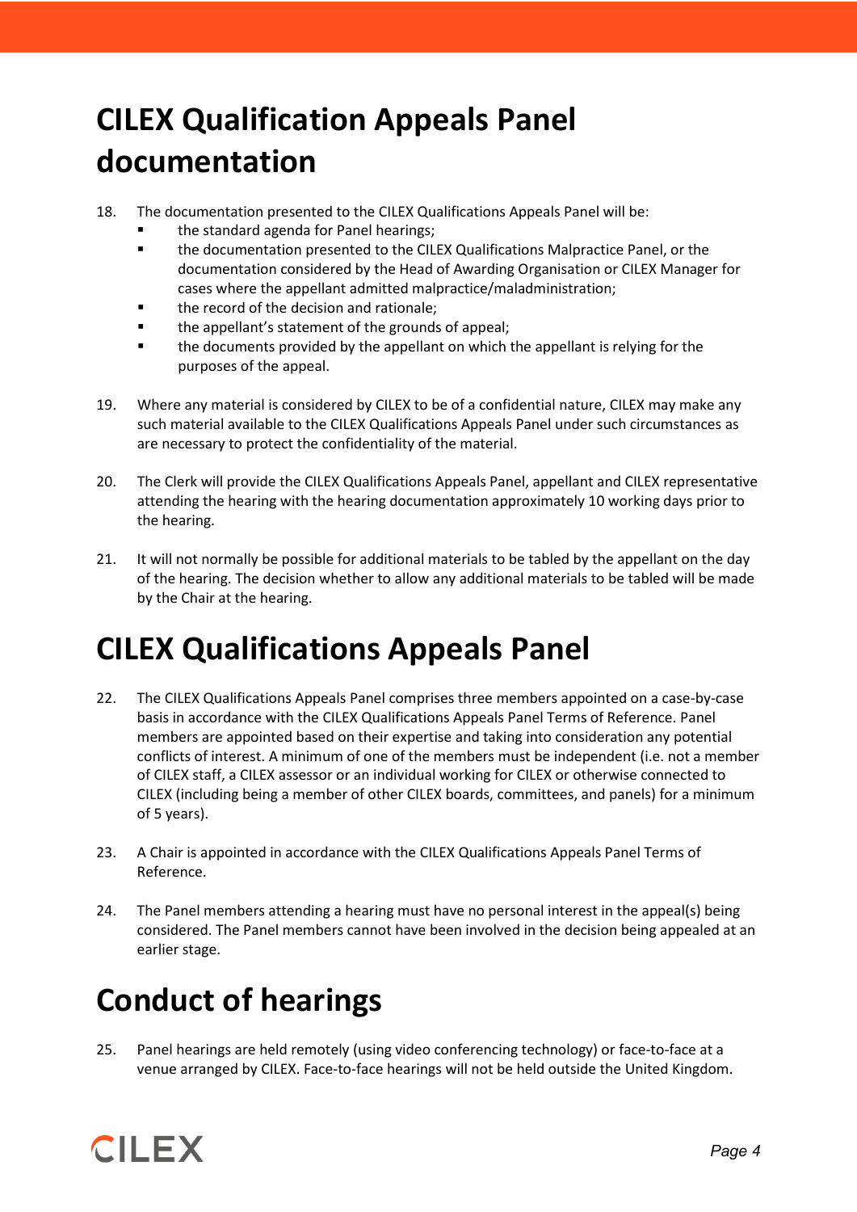# CILEX Qualification Appeals Panel documentation

18. The documentation presented to the CILEX Qualifications Appeals Panel will be:
    - the standard agenda for Panel hearings;
    - the documentation presented to the CILEX Qualifications Malpractice Panel, or the documentation considered by the Head of Awarding Organisation or CILEX Manager for cases where the appellant admitted malpractice/maladministration;
    - the record of the decision and rationale;
    - the appellant's statement of the grounds of appeal;
    - the documents provided by the appellant on which the appellant is relying for the purposes of the appeal.

19. Where any material is considered by CILEX to be of a confidential nature, CILEX may make any such material available to the CILEX Qualifications Appeals Panel under such circumstances as are necessary to protect the confidentiality of the material.

20. The Clerk will provide the CILEX Qualifications Appeals Panel, appellant and CILEX representative attending the hearing with the hearing documentation approximately 10 working days prior to the hearing.

21. It will not normally be possible for additional materials to be tabled by the appellant on the day of the hearing. The decision whether to allow any additional materials to be tabled will be made by the Chair at the hearing.

# CILEX Qualifications Appeals Panel

22. The CILEX Qualifications Appeals Panel comprises three members appointed on a case-by-case basis in accordance with the CILEX Qualifications Appeals Panel Terms of Reference. Panel members are appointed based on their expertise and taking into consideration any potential conflicts of interest. A minimum of one of the members must be independent (i.e. not a member of CILEX staff, a CILEX assessor or an individual working for CILEX or otherwise connected to CILEX (including being a member of other CILEX boards, committees, and panels) for a minimum of 5 years).

23. A Chair is appointed in accordance with the CILEX Qualifications Appeals Panel Terms of Reference.

24. The Panel members attending a hearing must have no personal interest in the appeal(s) being considered. The Panel members cannot have been involved in the decision being appealed at an earlier stage.

# Conduct of hearings

25. Panel hearings are held remotely (using video conferencing technology) or face-to-face at a venue arranged by CILEX. Face-to-face hearings will not be held outside the United Kingdom.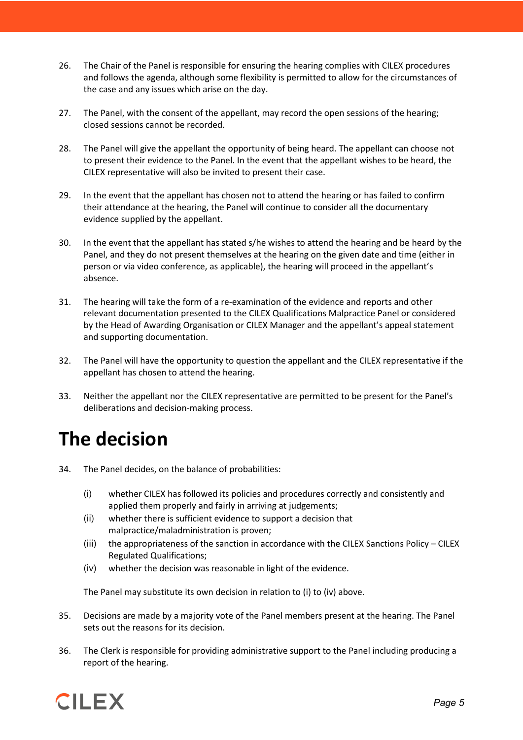26. The Chair of the Panel is responsible for ensuring the hearing complies with CILEX procedures and follows the agenda, although some flexibility is permitted to allow for the circumstances of the case and any issues which arise on the day.

27. The Panel, with the consent of the appellant, may record the open sessions of the hearing; closed sessions cannot be recorded.

28. The Panel will give the appellant the opportunity of being heard. The appellant can choose not to present their evidence to the Panel. In the event that the appellant wishes to be heard, the CILEX representative will also be invited to present their case.

29. In the event that the appellant has chosen not to attend the hearing or has failed to confirm their attendance at the hearing, the Panel will continue to consider all the documentary evidence supplied by the appellant.

30. In the event that the appellant has stated s/he wishes to attend the hearing and be heard by the Panel, and they do not present themselves at the hearing on the given date and time (either in person or via video conference, as applicable), the hearing will proceed in the appellant's absence.

31. The hearing will take the form of a re-examination of the evidence and reports and other relevant documentation presented to the CILEX Qualifications Malpractice Panel or considered by the Head of Awarding Organisation or CILEX Manager and the appellant's appeal statement and supporting documentation.

32. The Panel will have the opportunity to question the appellant and the CILEX representative if the appellant has chosen to attend the hearing.

33. Neither the appellant nor the CILEX representative are permitted to be present for the Panel's deliberations and decision-making process.

# The decision

34. The Panel decides, on the balance of probabilities:

    (i) whether CILEX has followed its policies and procedures correctly and consistently and applied them properly and fairly in arriving at judgements;
    (ii) whether there is sufficient evidence to support a decision that malpractice/maladministration is proven;
    (iii) the appropriateness of the sanction in accordance with the CILEX Sanctions Policy – CILEX Regulated Qualifications;
    (iv) whether the decision was reasonable in light of the evidence.

    The Panel may substitute its own decision in relation to (i) to (iv) above.

35. Decisions are made by a majority vote of the Panel members present at the hearing. The Panel sets out the reasons for its decision.

36. The Clerk is responsible for providing administrative support to the Panel including producing a report of the hearing.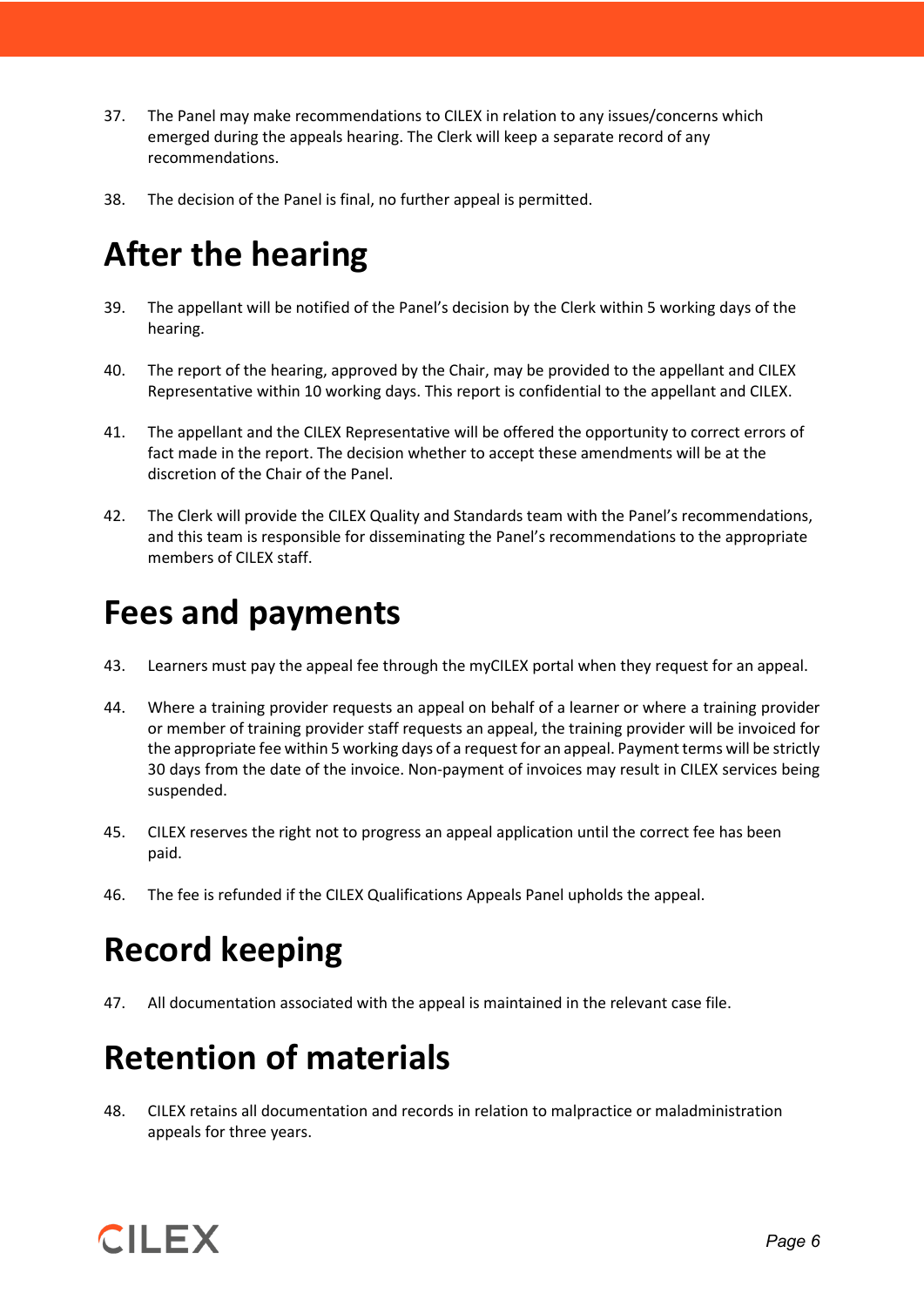37. The Panel may make recommendations to CILEX in relation to any issues/concerns which emerged during the appeals hearing. The Clerk will keep a separate record of any recommendations.

38. The decision of the Panel is final, no further appeal is permitted.

# After the hearing

39. The appellant will be notified of the Panel's decision by the Clerk within 5 working days of the hearing.

40. The report of the hearing, approved by the Chair, may be provided to the appellant and CILEX Representative within 10 working days. This report is confidential to the appellant and CILEX.

41. The appellant and the CILEX Representative will be offered the opportunity to correct errors of fact made in the report. The decision whether to accept these amendments will be at the discretion of the Chair of the Panel.

42. The Clerk will provide the CILEX Quality and Standards team with the Panel's recommendations, and this team is responsible for disseminating the Panel's recommendations to the appropriate members of CILEX staff.

# Fees and payments

43. Learners must pay the appeal fee through the myCILEX portal when they request for an appeal.

44. Where a training provider requests an appeal on behalf of a learner or where a training provider or member of training provider staff requests an appeal, the training provider will be invoiced for the appropriate fee within 5 working days of a request for an appeal. Payment terms will be strictly 30 days from the date of the invoice. Non-payment of invoices may result in CILEX services being suspended.

45. CILEX reserves the right not to progress an appeal application until the correct fee has been paid.

46. The fee is refunded if the CILEX Qualifications Appeals Panel upholds the appeal.

# Record keeping

47. All documentation associated with the appeal is maintained in the relevant case file.

# Retention of materials

48. CILEX retains all documentation and records in relation to malpractice or maladministration appeals for three years.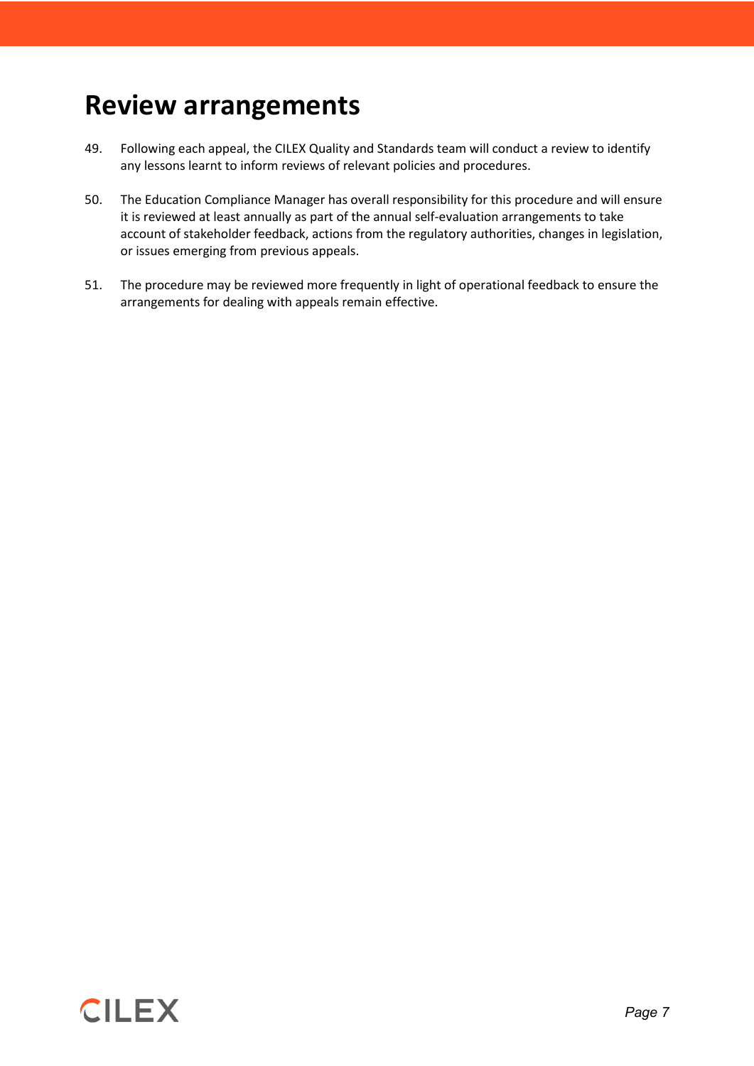# Review arrangements

49. Following each appeal, the CILEX Quality and Standards team will conduct a review to identify any lessons learnt to inform reviews of relevant policies and procedures.

50. The Education Compliance Manager has overall responsibility for this procedure and will ensure it is reviewed at least annually as part of the annual self-evaluation arrangements to take account of stakeholder feedback, actions from the regulatory authorities, changes in legislation, or issues emerging from previous appeals.

51. The procedure may be reviewed more frequently in light of operational feedback to ensure the arrangements for dealing with appeals remain effective.